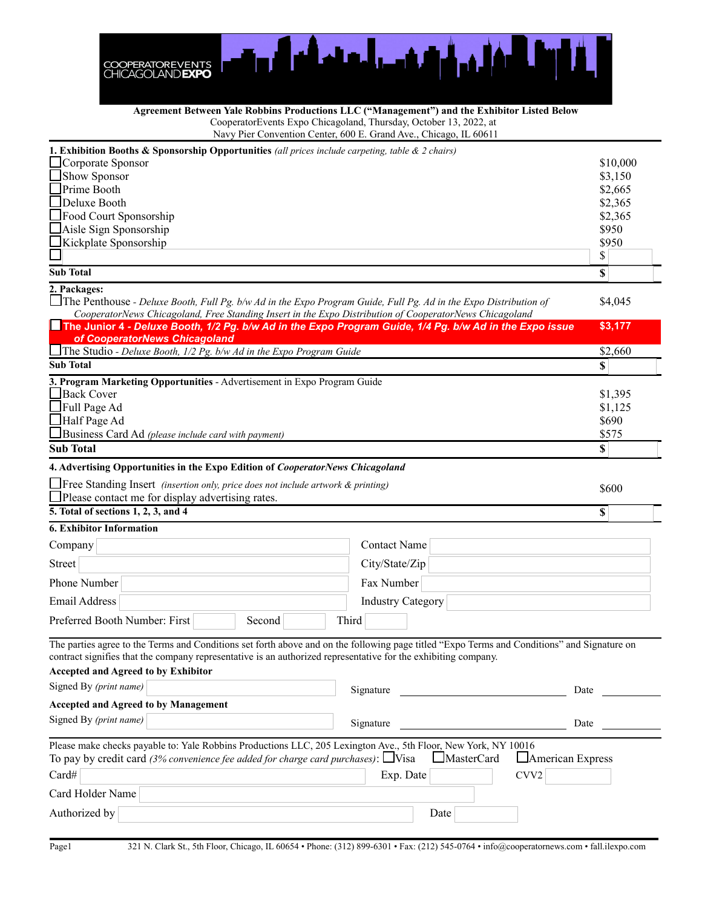COOPERATOREVENTS CHICAGOLAND**EXPO**

**Agreement Between Yale Robbins Productions LLC ("Management") and the Exhibitor Listed Below**
CooperatorEvents Expo Chicagoland, Thursday, October 13, 2022, at
Navy Pier Convention Center, 600 E. Grand Ave., Chicago, IL 60611

**1. Exhibition Booths & Sponsorship Opportunities** *(all prices include carpeting, table & 2 chairs)*

| | |
|---|---|
| ☐ Corporate Sponsor | $10,000 |
| ☐ Show Sponsor | $3,150 |
| ☐ Prime Booth | $2,665 |
| ☐ Deluxe Booth | $2,365 |
| ☐ Food Court Sponsorship | $2,365 |
| ☐ Aisle Sign Sponsorship | $950 |
| ☐ Kickplate Sponsorship | $950 |
| ☐ | $ |
| **Sub Total** | **$** |

**2. Packages:**

| | |
|---|---|
| ☐ The Penthouse - *Deluxe Booth, Full Pg. b/w Ad in the Expo Program Guide, Full Pg. Ad in the Expo Distribution of CooperatorNews Chicagoland, Free Standing Insert in the Expo Distribution of CooperatorNews Chicagoland* | $4,045 |
| ☐ **The Junior 4 - *Deluxe Booth, 1/2 Pg. b/w Ad in the Expo Program Guide, 1/4 Pg. b/w Ad in the Expo issue of CooperatorNews Chicagoland*** | **$3,177** |
| ☐ The Studio - *Deluxe Booth, 1/2 Pg. b/w Ad in the Expo Program Guide* | $2,660 |
| **Sub Total** | **$** |

**3. Program Marketing Opportunities** - Advertisement in Expo Program Guide

| | |
|---|---|
| ☐ Back Cover | $1,395 |
| ☐ Full Page Ad | $1,125 |
| ☐ Half Page Ad | $690 |
| ☐ Business Card Ad *(please include card with payment)* | $575 |
| **Sub Total** | **$** |

**4. Advertising Opportunities in the Expo Edition of *CooperatorNews Chicagoland***

| | |
|---|---|
| ☐ Free Standing Insert *(insertion only, price does not include artwork & printing)* | $600 |
| ☐ Please contact me for display advertising rates. | |
| **5. Total of sections 1, 2, 3, and 4** | **$** |

**6. Exhibitor Information**

Company ______ Contact Name ______
Street ______ City/State/Zip ______
Phone Number ______ Fax Number ______
Email Address ______ Industry Category ______
Preferred Booth Number: First ______ Second ______ Third ______

The parties agree to the Terms and Conditions set forth above and on the following page titled "Expo Terms and Conditions" and Signature on contract signifies that the company representative is an authorized representative for the exhibiting company.

**Accepted and Agreed to by Exhibitor**
Signed By *(print name)* ______ Signature ______ Date ______

**Accepted and Agreed to by Management**
Signed By *(print name)* ______ Signature ______ Date ______

Please make checks payable to: Yale Robbins Productions LLC, 205 Lexington Ave., 5th Floor, New York, NY 10016
To pay by credit card *(3% convenience fee added for charge card purchases)*: ☐ Visa ☐ MasterCard ☐ American Express
Card# ______ Exp. Date ______ CVV2 ______
Card Holder Name ______
Authorized by ______ Date ______

321 N. Clark St., 5th Floor, Chicago, IL 60654 • Phone: (312) 899-6301 • Fax: (212) 545-0764 • info@cooperatornews.com • fall.ilexpo.com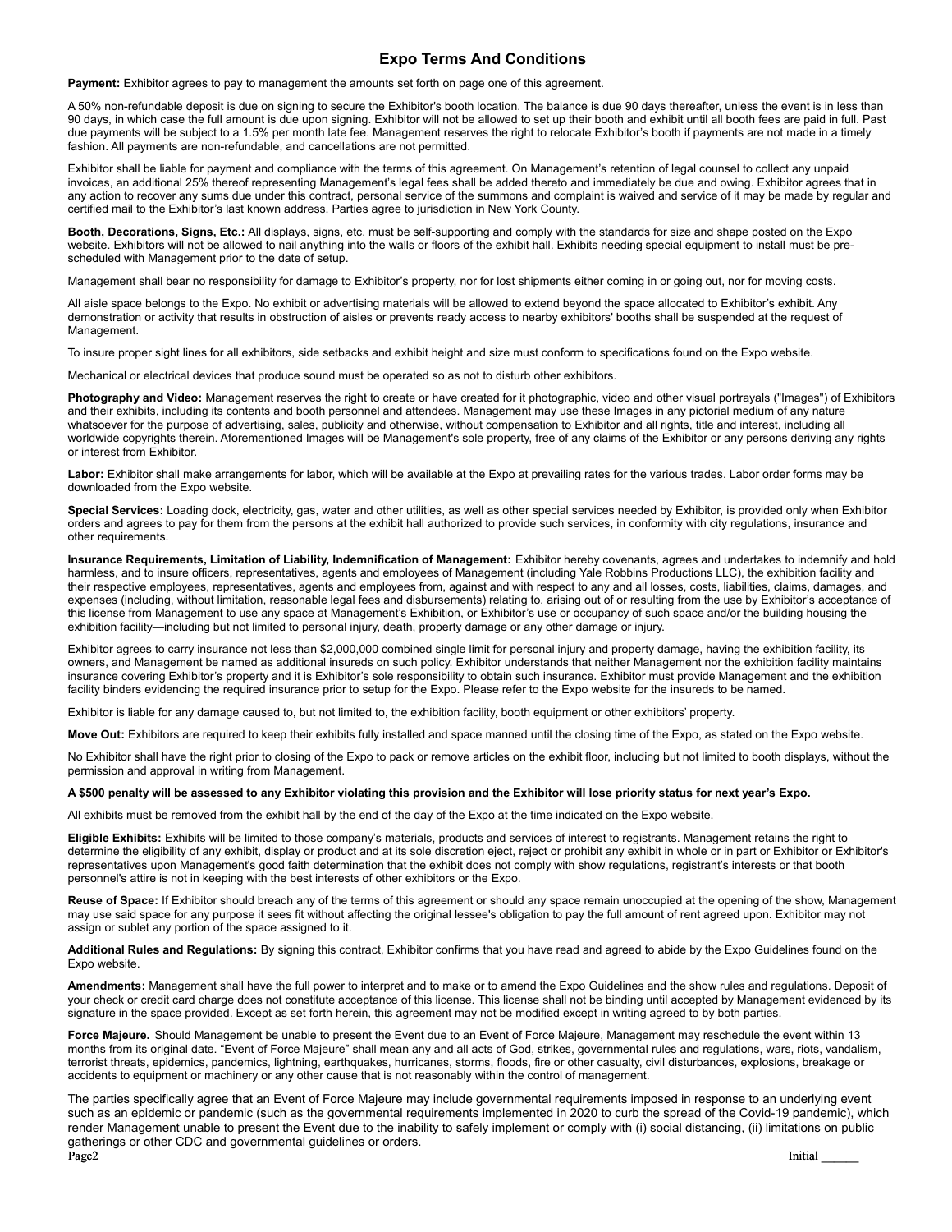# Expo Terms And Conditions

**Payment:** Exhibitor agrees to pay to management the amounts set forth on page one of this agreement.

A 50% non-refundable deposit is due on signing to secure the Exhibitor's booth location. The balance is due 90 days thereafter, unless the event is in less than 90 days, in which case the full amount is due upon signing. Exhibitor will not be allowed to set up their booth and exhibit until all booth fees are paid in full. Past due payments will be subject to a 1.5% per month late fee. Management reserves the right to relocate Exhibitor's booth if payments are not made in a timely fashion. All payments are non-refundable, and cancellations are not permitted.

Exhibitor shall be liable for payment and compliance with the terms of this agreement. On Management's retention of legal counsel to collect any unpaid invoices, an additional 25% thereof representing Management's legal fees shall be added thereto and immediately be due and owing. Exhibitor agrees that in any action to recover any sums due under this contract, personal service of the summons and complaint is waived and service of it may be made by regular and certified mail to the Exhibitor's last known address. Parties agree to jurisdiction in New York County.

**Booth, Decorations, Signs, Etc.:** All displays, signs, etc. must be self-supporting and comply with the standards for size and shape posted on the Expo website. Exhibitors will not be allowed to nail anything into the walls or floors of the exhibit hall. Exhibits needing special equipment to install must be pre-scheduled with Management prior to the date of setup.

Management shall bear no responsibility for damage to Exhibitor's property, nor for lost shipments either coming in or going out, nor for moving costs.

All aisle space belongs to the Expo. No exhibit or advertising materials will be allowed to extend beyond the space allocated to Exhibitor's exhibit. Any demonstration or activity that results in obstruction of aisles or prevents ready access to nearby exhibitors' booths shall be suspended at the request of Management.

To insure proper sight lines for all exhibitors, side setbacks and exhibit height and size must conform to specifications found on the Expo website.

Mechanical or electrical devices that produce sound must be operated so as not to disturb other exhibitors.

**Photography and Video:** Management reserves the right to create or have created for it photographic, video and other visual portrayals ("Images") of Exhibitors and their exhibits, including its contents and booth personnel and attendees. Management may use these Images in any pictorial medium of any nature whatsoever for the purpose of advertising, sales, publicity and otherwise, without compensation to Exhibitor and all rights, title and interest, including all worldwide copyrights therein. Aforementioned Images will be Management's sole property, free of any claims of the Exhibitor or any persons deriving any rights or interest from Exhibitor.

**Labor:** Exhibitor shall make arrangements for labor, which will be available at the Expo at prevailing rates for the various trades. Labor order forms may be downloaded from the Expo website.

**Special Services:** Loading dock, electricity, gas, water and other utilities, as well as other special services needed by Exhibitor, is provided only when Exhibitor orders and agrees to pay for them from the persons at the exhibit hall authorized to provide such services, in conformity with city regulations, insurance and other requirements.

**Insurance Requirements, Limitation of Liability, Indemnification of Management:** Exhibitor hereby covenants, agrees and undertakes to indemnify and hold harmless, and to insure officers, representatives, agents and employees of Management (including Yale Robbins Productions LLC), the exhibition facility and their respective employees, representatives, agents and employees from, against and with respect to any and all losses, costs, liabilities, claims, damages, and expenses (including, without limitation, reasonable legal fees and disbursements) relating to, arising out of or resulting from the use by Exhibitor's acceptance of this license from Management to use any space at Management's Exhibition, or Exhibitor's use or occupancy of such space and/or the building housing the exhibition facility—including but not limited to personal injury, death, property damage or any other damage or injury.

Exhibitor agrees to carry insurance not less than $2,000,000 combined single limit for personal injury and property damage, having the exhibition facility, its owners, and Management be named as additional insureds on such policy. Exhibitor understands that neither Management nor the exhibition facility maintains insurance covering Exhibitor's property and it is Exhibitor's sole responsibility to obtain such insurance. Exhibitor must provide Management and the exhibition facility binders evidencing the required insurance prior to setup for the Expo. Please refer to the Expo website for the insureds to be named.

Exhibitor is liable for any damage caused to, but not limited to, the exhibition facility, booth equipment or other exhibitors' property.

**Move Out:** Exhibitors are required to keep their exhibits fully installed and space manned until the closing time of the Expo, as stated on the Expo website.

No Exhibitor shall have the right prior to closing of the Expo to pack or remove articles on the exhibit floor, including but not limited to booth displays, without the permission and approval in writing from Management.

**A $500 penalty will be assessed to any Exhibitor violating this provision and the Exhibitor will lose priority status for next year's Expo.**

All exhibits must be removed from the exhibit hall by the end of the day of the Expo at the time indicated on the Expo website.

**Eligible Exhibits:** Exhibits will be limited to those company's materials, products and services of interest to registrants. Management retains the right to determine the eligibility of any exhibit, display or product and at its sole discretion eject, reject or prohibit any exhibit in whole or in part or Exhibitor or Exhibitor's representatives upon Management's good faith determination that the exhibit does not comply with show regulations, registrant's interests or that booth personnel's attire is not in keeping with the best interests of other exhibitors or the Expo.

**Reuse of Space:** If Exhibitor should breach any of the terms of this agreement or should any space remain unoccupied at the opening of the show, Management may use said space for any purpose it sees fit without affecting the original lessee's obligation to pay the full amount of rent agreed upon. Exhibitor may not assign or sublet any portion of the space assigned to it.

**Additional Rules and Regulations:** By signing this contract, Exhibitor confirms that you have read and agreed to abide by the Expo Guidelines found on the Expo website.

**Amendments:** Management shall have the full power to interpret and to make or to amend the Expo Guidelines and the show rules and regulations. Deposit of your check or credit card charge does not constitute acceptance of this license. This license shall not be binding until accepted by Management evidenced by its signature in the space provided. Except as set forth herein, this agreement may not be modified except in writing agreed to by both parties.

**Force Majeure.** Should Management be unable to present the Event due to an Event of Force Majeure, Management may reschedule the event within 13 months from its original date. "Event of Force Majeure" shall mean any and all acts of God, strikes, governmental rules and regulations, wars, riots, vandalism, terrorist threats, epidemics, pandemics, lightning, earthquakes, hurricanes, storms, floods, fire or other casualty, civil disturbances, explosions, breakage or accidents to equipment or machinery or any other cause that is not reasonably within the control of management.

The parties specifically agree that an Event of Force Majeure may include governmental requirements imposed in response to an underlying event such as an epidemic or pandemic (such as the governmental requirements implemented in 2020 to curb the spread of the Covid-19 pandemic), which render Management unable to present the Event due to the inability to safely implement or comply with (i) social distancing, (ii) limitations on public gatherings or other CDC and governmental guidelines or orders.

Initial ______